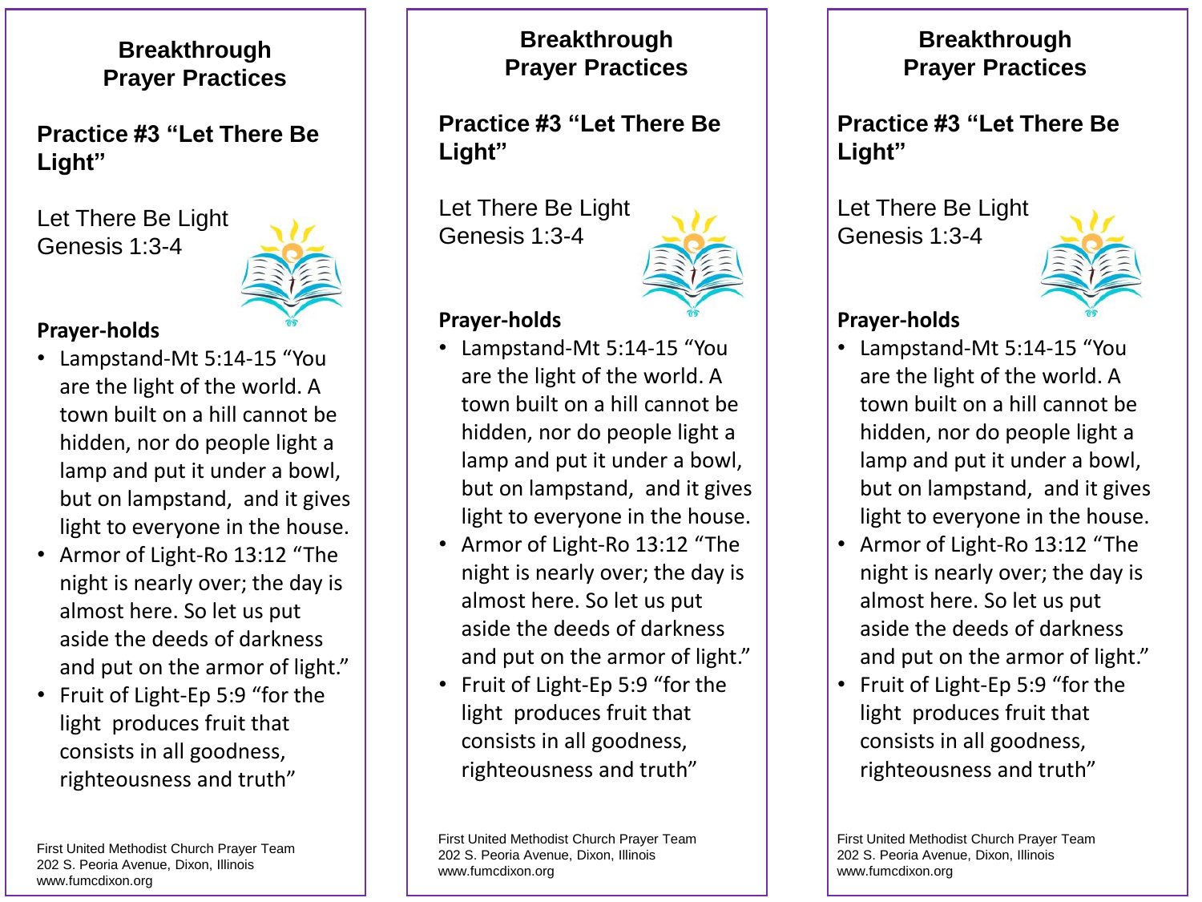## Breakthrough Prayer Practices

### Practice #3 "Let There Be Light"

Let There Be Light
Genesis 1:3-4

**Prayer-holds**

- Lampstand-Mt 5:14-15 "You are the light of the world. A town built on a hill cannot be hidden, nor do people light a lamp and put it under a bowl, but on lampstand, and it gives light to everyone in the house.
- Armor of Light-Ro 13:12 "The night is nearly over; the day is almost here. So let us put aside the deeds of darkness and put on the armor of light."
- Fruit of Light-Ep 5:9 "for the light produces fruit that consists in all goodness, righteousness and truth"

First United Methodist Church Prayer Team
202 S. Peoria Avenue, Dixon, Illinois
www.fumcdixon.org

## Breakthrough Prayer Practices

### Practice #3 "Let There Be Light"

Let There Be Light
Genesis 1:3-4

**Prayer-holds**

- Lampstand-Mt 5:14-15 "You are the light of the world. A town built on a hill cannot be hidden, nor do people light a lamp and put it under a bowl, but on lampstand, and it gives light to everyone in the house.
- Armor of Light-Ro 13:12 "The night is nearly over; the day is almost here. So let us put aside the deeds of darkness and put on the armor of light."
- Fruit of Light-Ep 5:9 "for the light produces fruit that consists in all goodness, righteousness and truth"

First United Methodist Church Prayer Team
202 S. Peoria Avenue, Dixon, Illinois
www.fumcdixon.org

## Breakthrough Prayer Practices

### Practice #3 "Let There Be Light"

Let There Be Light
Genesis 1:3-4

**Prayer-holds**

- Lampstand-Mt 5:14-15 "You are the light of the world. A town built on a hill cannot be hidden, nor do people light a lamp and put it under a bowl, but on lampstand, and it gives light to everyone in the house.
- Armor of Light-Ro 13:12 "The night is nearly over; the day is almost here. So let us put aside the deeds of darkness and put on the armor of light."
- Fruit of Light-Ep 5:9 "for the light produces fruit that consists in all goodness, righteousness and truth"

First United Methodist Church Prayer Team
202 S. Peoria Avenue, Dixon, Illinois
www.fumcdixon.org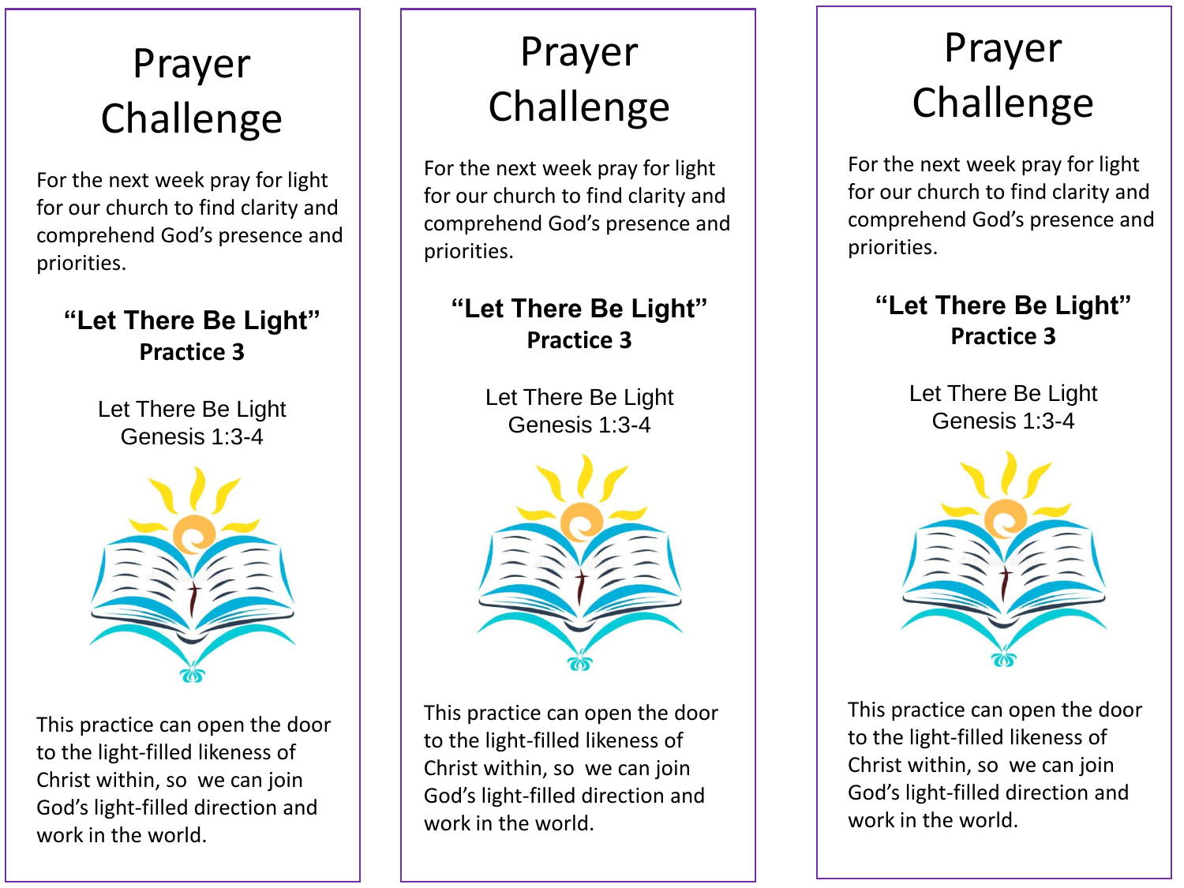# Prayer Challenge

For the next week pray for light for our church to find clarity and comprehend God's presence and priorities.

**"Let There Be Light"**
**Practice 3**

Let There Be Light
Genesis 1:3-4

This practice can open the door to the light-filled likeness of Christ within, so we can join God's light-filled direction and work in the world.

# Prayer Challenge

For the next week pray for light for our church to find clarity and comprehend God's presence and priorities.

**"Let There Be Light"**
**Practice 3**

Let There Be Light
Genesis 1:3-4

This practice can open the door to the light-filled likeness of Christ within, so we can join God's light-filled direction and work in the world.

# Prayer Challenge

For the next week pray for light for our church to find clarity and comprehend God's presence and priorities.

**"Let There Be Light"**
**Practice 3**

Let There Be Light
Genesis 1:3-4

This practice can open the door to the light-filled likeness of Christ within, so we can join God's light-filled direction and work in the world.